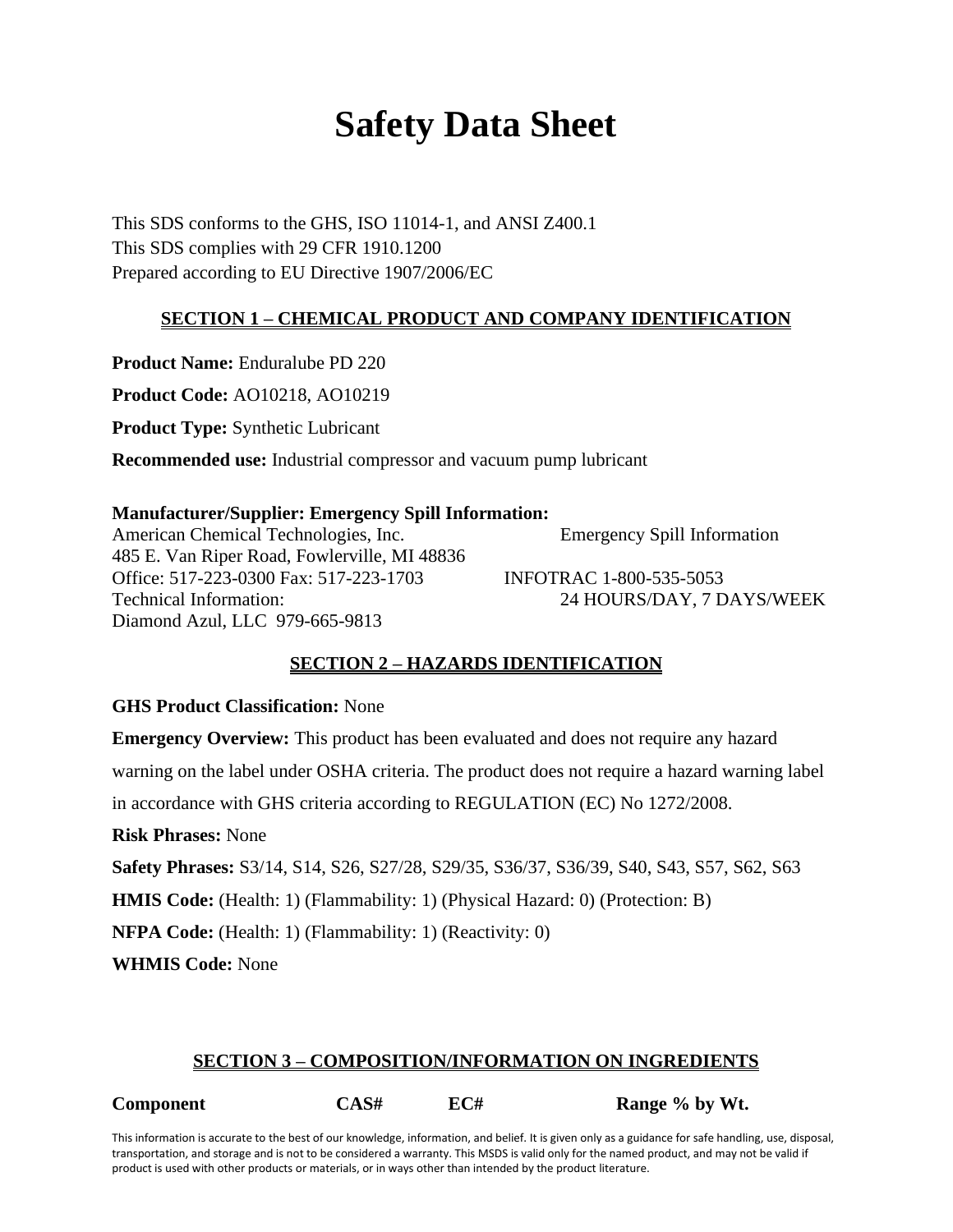# Safety Data Sheet

This SDS conforms to the GHS, ISO 11014-1, and ANSI Z400.1
This SDS complies with 29 CFR 1910.1200
Prepared according to EU Directive 1907/2006/EC

## SECTION 1 – CHEMICAL PRODUCT AND COMPANY IDENTIFICATION

**Product Name:** Enduralube PD 220

**Product Code:** AO10218, AO10219

**Product Type:** Synthetic Lubricant

**Recommended use:** Industrial compressor and vacuum pump lubricant

**Manufacturer/Supplier: Emergency Spill Information:**
American Chemical Technologies, Inc.
485 E. Van Riper Road, Fowlerville, MI 48836
Office: 517-223-0300 Fax: 517-223-1703
Technical Information:
Diamond Azul, LLC 979-665-9813

Emergency Spill Information
INFOTRAC 1-800-535-5053
24 HOURS/DAY, 7 DAYS/WEEK

## SECTION 2 – HAZARDS IDENTIFICATION

**GHS Product Classification:** None

**Emergency Overview:** This product has been evaluated and does not require any hazard warning on the label under OSHA criteria. The product does not require a hazard warning label in accordance with GHS criteria according to REGULATION (EC) No 1272/2008.

**Risk Phrases:** None

**Safety Phrases:** S3/14, S14, S26, S27/28, S29/35, S36/37, S36/39, S40, S43, S57, S62, S63

**HMIS Code:** (Health: 1) (Flammability: 1) (Physical Hazard: 0) (Protection: B)

**NFPA Code:** (Health: 1) (Flammability: 1) (Reactivity: 0)

**WHMIS Code:** None

## SECTION 3 – COMPOSITION/INFORMATION ON INGREDIENTS

| Component | CAS# | EC# | Range % by Wt. |
|---|---|---|---|

This information is accurate to the best of our knowledge, information, and belief. It is given only as a guidance for safe handling, use, disposal, transportation, and storage and is not to be considered a warranty. This MSDS is valid only for the named product, and may not be valid if product is used with other products or materials, or in ways other than intended by the product literature.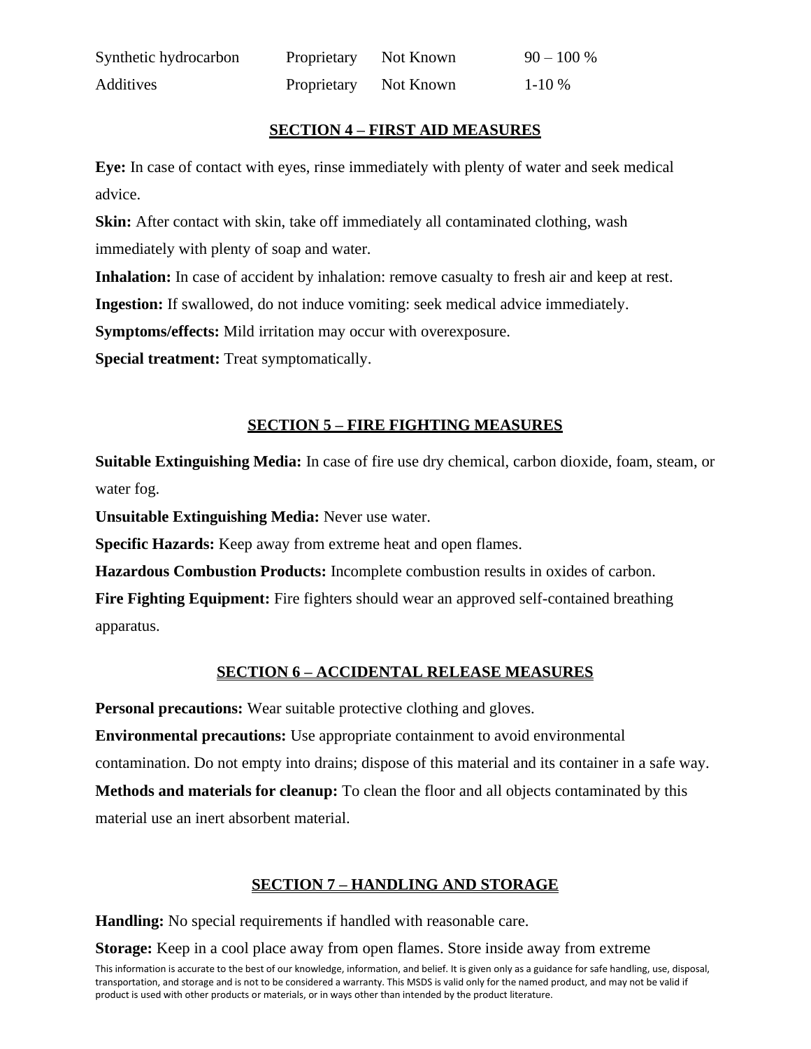| | | | |
|---|---|---|---|
| Synthetic hydrocarbon | Proprietary | Not Known | 90 – 100 % |
| Additives | Proprietary | Not Known | 1-10 % |

## SECTION 4 – FIRST AID MEASURES

**Eye:** In case of contact with eyes, rinse immediately with plenty of water and seek medical advice.

**Skin:** After contact with skin, take off immediately all contaminated clothing, wash immediately with plenty of soap and water.

**Inhalation:** In case of accident by inhalation: remove casualty to fresh air and keep at rest.

**Ingestion:** If swallowed, do not induce vomiting: seek medical advice immediately.

**Symptoms/effects:** Mild irritation may occur with overexposure.

**Special treatment:** Treat symptomatically.

## SECTION 5 – FIRE FIGHTING MEASURES

**Suitable Extinguishing Media:** In case of fire use dry chemical, carbon dioxide, foam, steam, or water fog.

**Unsuitable Extinguishing Media:** Never use water.

**Specific Hazards:** Keep away from extreme heat and open flames.

**Hazardous Combustion Products:** Incomplete combustion results in oxides of carbon.

**Fire Fighting Equipment:** Fire fighters should wear an approved self-contained breathing apparatus.

## SECTION 6 – ACCIDENTAL RELEASE MEASURES

**Personal precautions:** Wear suitable protective clothing and gloves.

**Environmental precautions:** Use appropriate containment to avoid environmental contamination. Do not empty into drains; dispose of this material and its container in a safe way.

**Methods and materials for cleanup:** To clean the floor and all objects contaminated by this material use an inert absorbent material.

## SECTION 7 – HANDLING AND STORAGE

**Handling:** No special requirements if handled with reasonable care.

**Storage:** Keep in a cool place away from open flames. Store inside away from extreme

This information is accurate to the best of our knowledge, information, and belief. It is given only as a guidance for safe handling, use, disposal, transportation, and storage and is not to be considered a warranty. This MSDS is valid only for the named product, and may not be valid if product is used with other products or materials, or in ways other than intended by the product literature.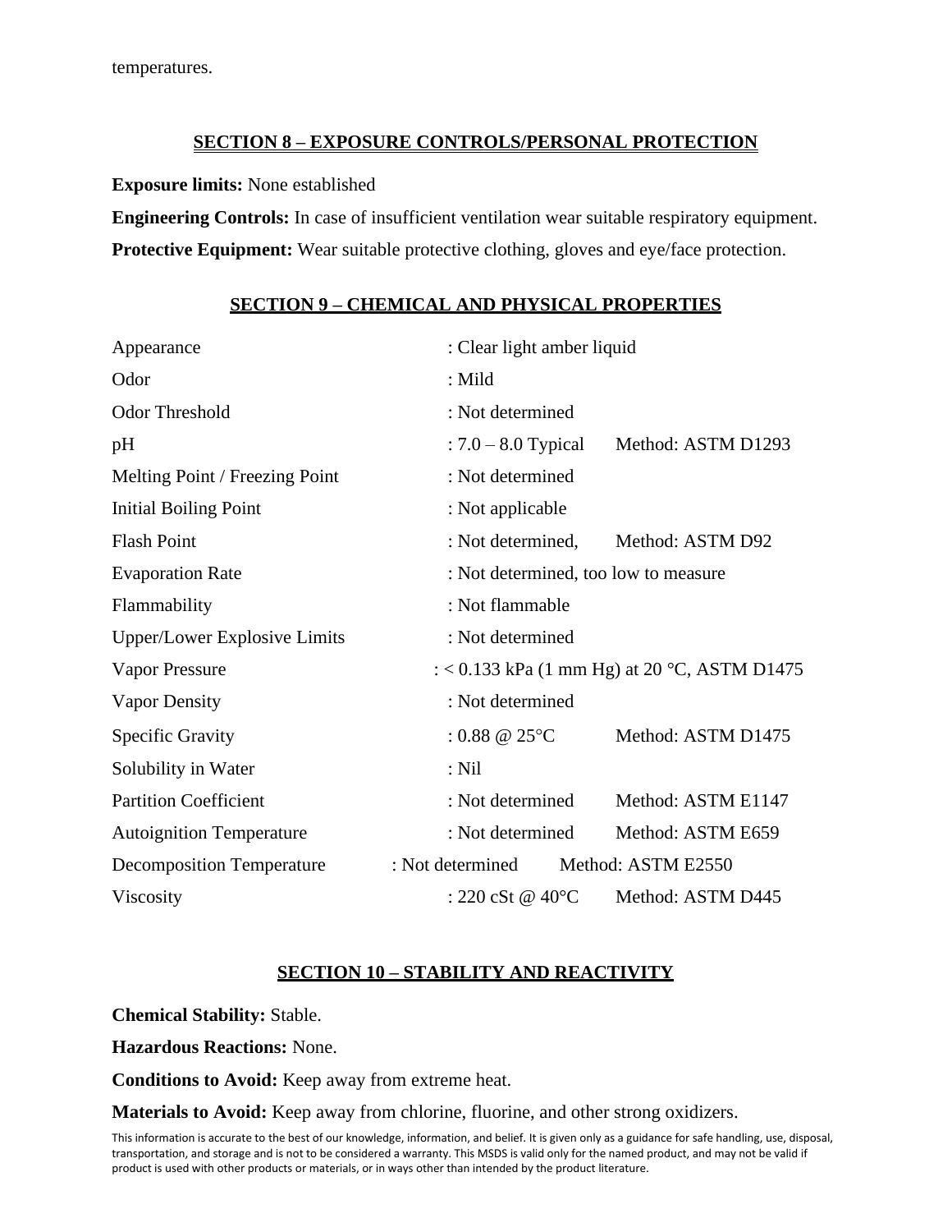temperatures.

## SECTION 8 – EXPOSURE CONTROLS/PERSONAL PROTECTION

**Exposure limits:** None established

**Engineering Controls:** In case of insufficient ventilation wear suitable respiratory equipment.

**Protective Equipment:** Wear suitable protective clothing, gloves and eye/face protection.

## SECTION 9 – CHEMICAL AND PHYSICAL PROPERTIES

| Property | Value | Method |
|---|---|---|
| Appearance | : Clear light amber liquid | |
| Odor | : Mild | |
| Odor Threshold | : Not determined | |
| pH | : 7.0 – 8.0 Typical | Method: ASTM D1293 |
| Melting Point / Freezing Point | : Not determined | |
| Initial Boiling Point | : Not applicable | |
| Flash Point | : Not determined, | Method: ASTM D92 |
| Evaporation Rate | : Not determined, too low to measure | |
| Flammability | : Not flammable | |
| Upper/Lower Explosive Limits | : Not determined | |
| Vapor Pressure | : < 0.133 kPa (1 mm Hg) at 20 °C, ASTM D1475 | |
| Vapor Density | : Not determined | |
| Specific Gravity | : 0.88 @ 25°C | Method: ASTM D1475 |
| Solubility in Water | : Nil | |
| Partition Coefficient | : Not determined | Method: ASTM E1147 |
| Autoignition Temperature | : Not determined | Method: ASTM E659 |
| Decomposition Temperature | : Not determined | Method: ASTM E2550 |
| Viscosity | : 220 cSt @ 40°C | Method: ASTM D445 |

## SECTION 10 – STABILITY AND REACTIVITY

**Chemical Stability:** Stable.

**Hazardous Reactions:** None.

**Conditions to Avoid:** Keep away from extreme heat.

**Materials to Avoid:** Keep away from chlorine, fluorine, and other strong oxidizers.

This information is accurate to the best of our knowledge, information, and belief. It is given only as a guidance for safe handling, use, disposal, transportation, and storage and is not to be considered a warranty. This MSDS is valid only for the named product, and may not be valid if product is used with other products or materials, or in ways other than intended by the product literature.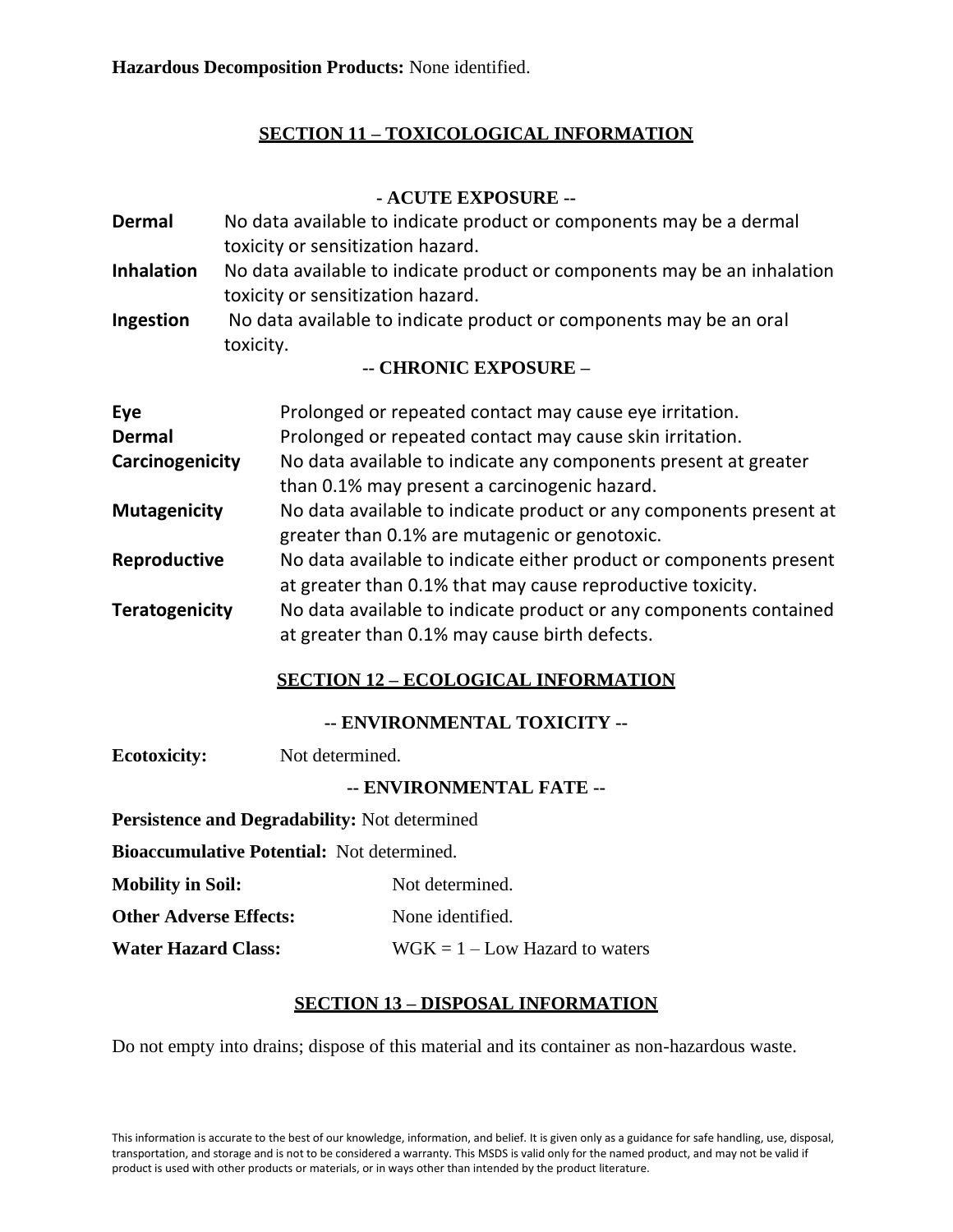**Hazardous Decomposition Products:** None identified.

## SECTION 11 – TOXICOLOGICAL INFORMATION

### - ACUTE EXPOSURE --

**Dermal** No data available to indicate product or components may be a dermal toxicity or sensitization hazard.

**Inhalation** No data available to indicate product or components may be an inhalation toxicity or sensitization hazard.

**Ingestion** No data available to indicate product or components may be an oral toxicity.

### -- CHRONIC EXPOSURE –

**Eye** Prolonged or repeated contact may cause eye irritation.

**Dermal** Prolonged or repeated contact may cause skin irritation.

**Carcinogenicity** No data available to indicate any components present at greater than 0.1% may present a carcinogenic hazard.

**Mutagenicity** No data available to indicate product or any components present at greater than 0.1% are mutagenic or genotoxic.

**Reproductive** No data available to indicate either product or components present at greater than 0.1% that may cause reproductive toxicity.

**Teratogenicity** No data available to indicate product or any components contained at greater than 0.1% may cause birth defects.

## SECTION 12 – ECOLOGICAL INFORMATION

### -- ENVIRONMENTAL TOXICITY --

**Ecotoxicity:** Not determined.

### -- ENVIRONMENTAL FATE --

**Persistence and Degradability:** Not determined

**Bioaccumulative Potential:** Not determined.

**Mobility in Soil:** Not determined.

**Other Adverse Effects:** None identified.

**Water Hazard Class:** WGK = 1 – Low Hazard to waters

## SECTION 13 – DISPOSAL INFORMATION

Do not empty into drains; dispose of this material and its container as non-hazardous waste.

This information is accurate to the best of our knowledge, information, and belief. It is given only as a guidance for safe handling, use, disposal, transportation, and storage and is not to be considered a warranty. This MSDS is valid only for the named product, and may not be valid if product is used with other products or materials, or in ways other than intended by the product literature.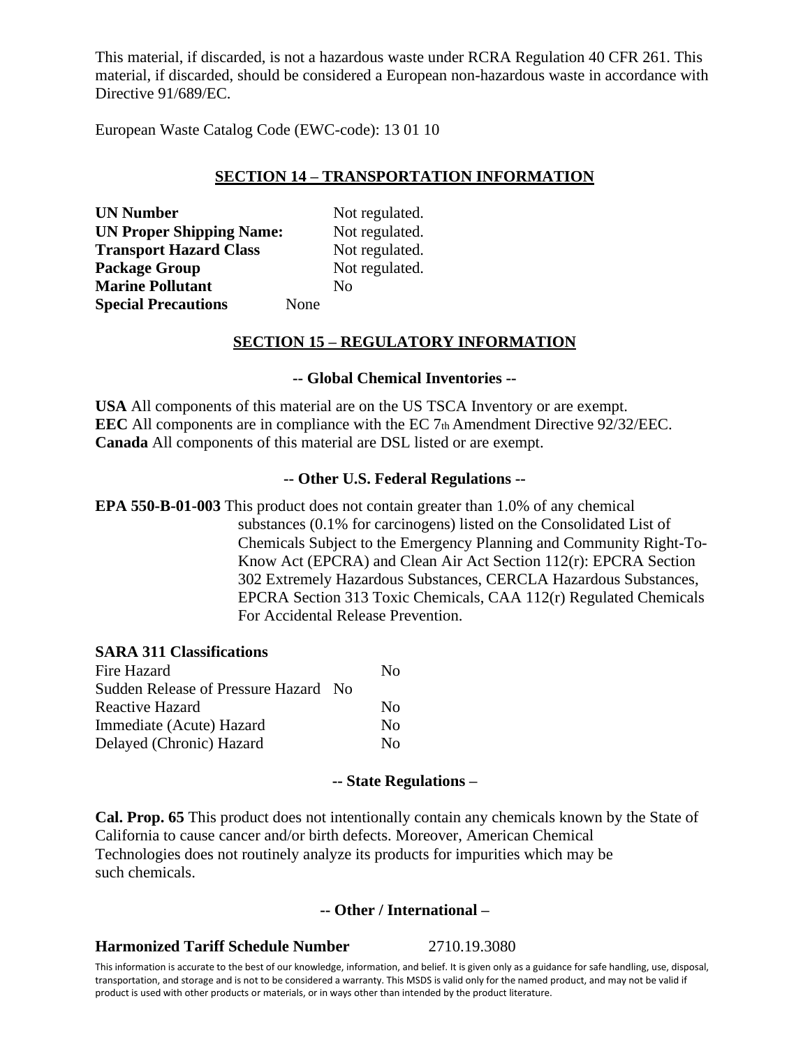This material, if discarded, is not a hazardous waste under RCRA Regulation 40 CFR 261. This material, if discarded, should be considered a European non-hazardous waste in accordance with Directive 91/689/EC.

European Waste Catalog Code (EWC-code): 13 01 10

## SECTION 14 – TRANSPORTATION INFORMATION

| | |
|---|---|
| **UN Number** | Not regulated. |
| **UN Proper Shipping Name:** | Not regulated. |
| **Transport Hazard Class** | Not regulated. |
| **Package Group** | Not regulated. |
| **Marine Pollutant** | No |
| **Special Precautions** | None |

## SECTION 15 – REGULATORY INFORMATION

### -- Global Chemical Inventories --

**USA** All components of this material are on the US TSCA Inventory or are exempt.
**EEC** All components are in compliance with the EC 7th Amendment Directive 92/32/EEC.
**Canada** All components of this material are DSL listed or are exempt.

### -- Other U.S. Federal Regulations --

**EPA 550-B-01-003** This product does not contain greater than 1.0% of any chemical substances (0.1% for carcinogens) listed on the Consolidated List of Chemicals Subject to the Emergency Planning and Community Right-To-Know Act (EPCRA) and Clean Air Act Section 112(r): EPCRA Section 302 Extremely Hazardous Substances, CERCLA Hazardous Substances, EPCRA Section 313 Toxic Chemicals, CAA 112(r) Regulated Chemicals For Accidental Release Prevention.

**SARA 311 Classifications**

| | |
|---|---|
| Fire Hazard | No |
| Sudden Release of Pressure Hazard | No |
| Reactive Hazard | No |
| Immediate (Acute) Hazard | No |
| Delayed (Chronic) Hazard | No |

### -- State Regulations –

**Cal. Prop. 65** This product does not intentionally contain any chemicals known by the State of California to cause cancer and/or birth defects. Moreover, American Chemical Technologies does not routinely analyze its products for impurities which may be such chemicals.

### -- Other / International –

**Harmonized Tariff Schedule Number** 2710.19.3080

This information is accurate to the best of our knowledge, information, and belief. It is given only as a guidance for safe handling, use, disposal, transportation, and storage and is not to be considered a warranty. This MSDS is valid only for the named product, and may not be valid if product is used with other products or materials, or in ways other than intended by the product literature.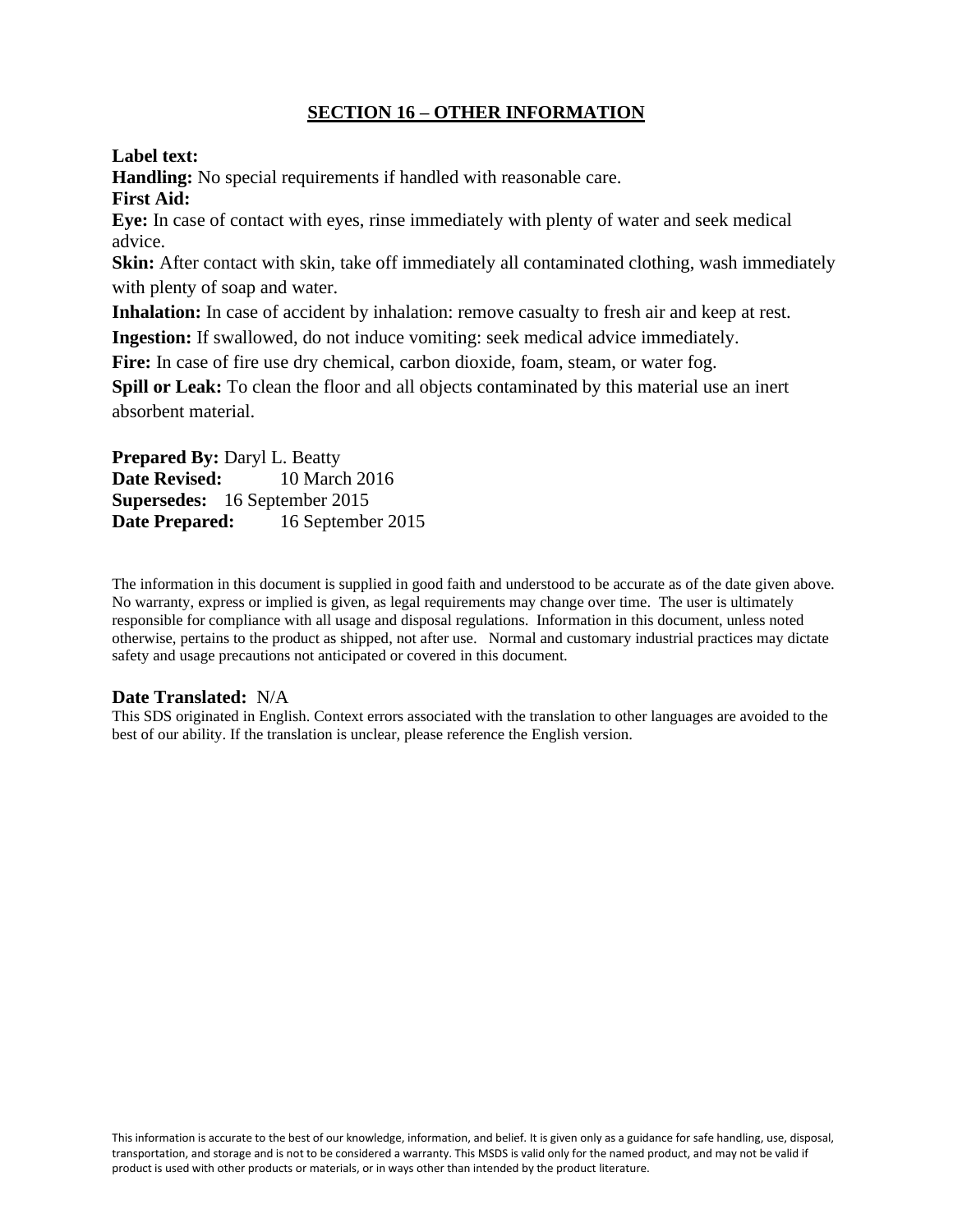## SECTION 16 – OTHER INFORMATION

**Label text:**
**Handling:** No special requirements if handled with reasonable care.
**First Aid:**
**Eye:** In case of contact with eyes, rinse immediately with plenty of water and seek medical advice.
**Skin:** After contact with skin, take off immediately all contaminated clothing, wash immediately with plenty of soap and water.
**Inhalation:** In case of accident by inhalation: remove casualty to fresh air and keep at rest.
**Ingestion:** If swallowed, do not induce vomiting: seek medical advice immediately.
**Fire:** In case of fire use dry chemical, carbon dioxide, foam, steam, or water fog.
**Spill or Leak:** To clean the floor and all objects contaminated by this material use an inert absorbent material.

**Prepared By:** Daryl L. Beatty
**Date Revised:** 10 March 2016
**Supersedes:** 16 September 2015
**Date Prepared:** 16 September 2015

The information in this document is supplied in good faith and understood to be accurate as of the date given above. No warranty, express or implied is given, as legal requirements may change over time. The user is ultimately responsible for compliance with all usage and disposal regulations. Information in this document, unless noted otherwise, pertains to the product as shipped, not after use. Normal and customary industrial practices may dictate safety and usage precautions not anticipated or covered in this document.

**Date Translated:** N/A
This SDS originated in English. Context errors associated with the translation to other languages are avoided to the best of our ability. If the translation is unclear, please reference the English version.

This information is accurate to the best of our knowledge, information, and belief. It is given only as a guidance for safe handling, use, disposal, transportation, and storage and is not to be considered a warranty. This MSDS is valid only for the named product, and may not be valid if product is used with other products or materials, or in ways other than intended by the product literature.